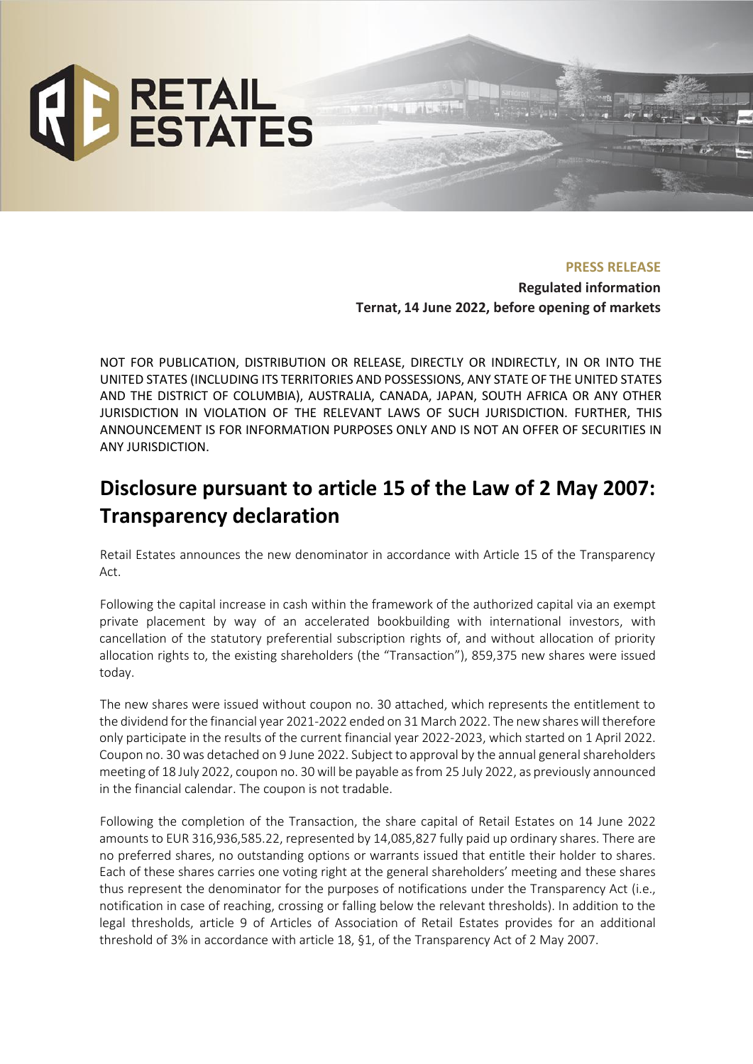**PRESS RELEASE**

**Regulated information**

**Ternat, 14 June 2022, before opening of markets**

NOT FOR PUBLICATION, DISTRIBUTION OR RELEASE, DIRECTLY OR INDIRECTLY, IN OR INTO THE UNITED STATES (INCLUDING ITS TERRITORIES AND POSSESSIONS, ANY STATE OF THE UNITED STATES AND THE DISTRICT OF COLUMBIA), AUSTRALIA, CANADA, JAPAN, SOUTH AFRICA OR ANY OTHER JURISDICTION IN VIOLATION OF THE RELEVANT LAWS OF SUCH JURISDICTION. FURTHER, THIS ANNOUNCEMENT IS FOR INFORMATION PURPOSES ONLY AND IS NOT AN OFFER OF SECURITIES IN ANY JURISDICTION.

# Disclosure pursuant to article 15 of the Law of 2 May 2007: Transparency declaration

Retail Estates announces the new denominator in accordance with Article 15 of the Transparency Act.

Following the capital increase in cash within the framework of the authorized capital via an exempt private placement by way of an accelerated bookbuilding with international investors, with cancellation of the statutory preferential subscription rights of, and without allocation of priority allocation rights to, the existing shareholders (the "Transaction"), 859,375 new shares were issued today.

The new shares were issued without coupon no. 30 attached, which represents the entitlement to the dividend for the financial year 2021-2022 ended on 31 March 2022. The new shares will therefore only participate in the results of the current financial year 2022-2023, which started on 1 April 2022. Coupon no. 30 was detached on 9 June 2022. Subject to approval by the annual general shareholders meeting of 18 July 2022, coupon no. 30 will be payable as from 25 July 2022, as previously announced in the financial calendar. The coupon is not tradable.

Following the completion of the Transaction, the share capital of Retail Estates on 14 June 2022 amounts to EUR 316,936,585.22, represented by 14,085,827 fully paid up ordinary shares. There are no preferred shares, no outstanding options or warrants issued that entitle their holder to shares. Each of these shares carries one voting right at the general shareholders' meeting and these shares thus represent the denominator for the purposes of notifications under the Transparency Act (i.e., notification in case of reaching, crossing or falling below the relevant thresholds). In addition to the legal thresholds, article 9 of Articles of Association of Retail Estates provides for an additional threshold of 3% in accordance with article 18, §1, of the Transparency Act of 2 May 2007.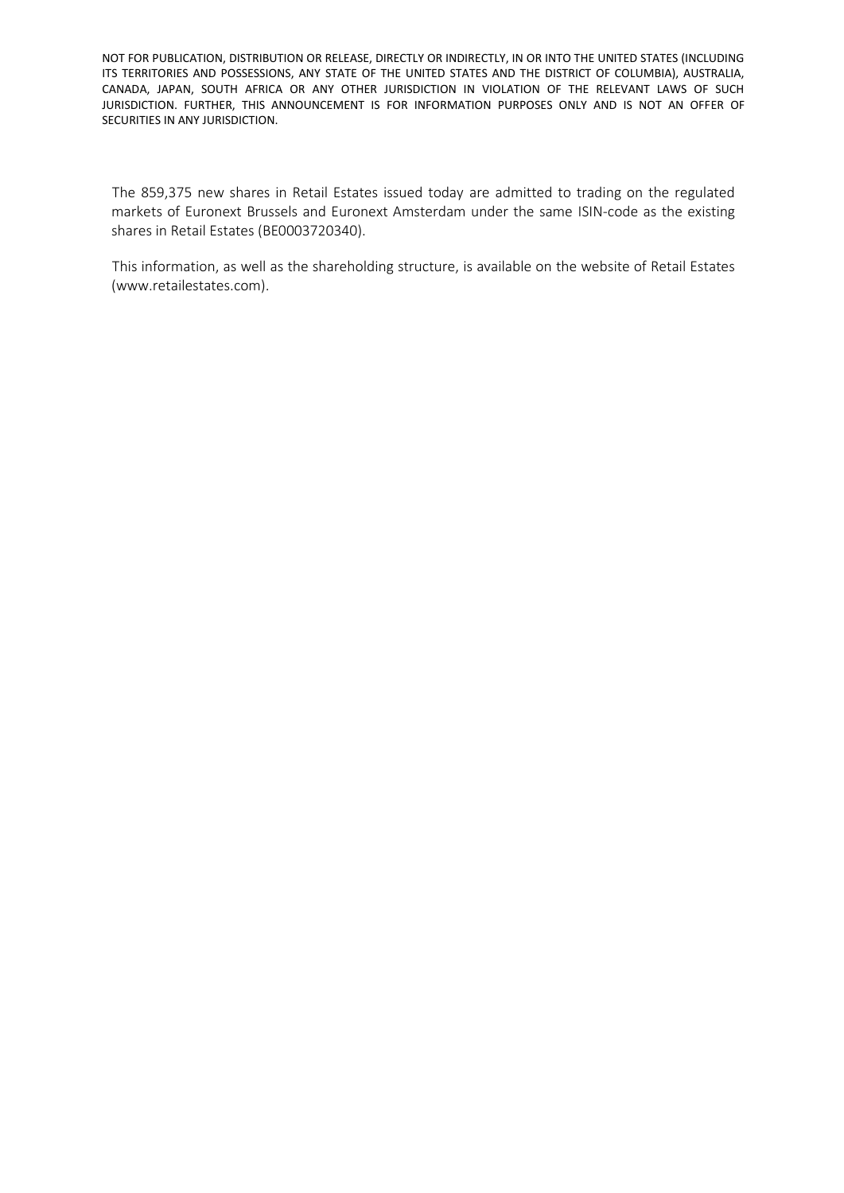The 859,375 new shares in Retail Estates issued today are admitted to trading on the regulated markets of Euronext Brussels and Euronext Amsterdam under the same ISIN-code as the existing shares in Retail Estates (BE0003720340).

This information, as well as the shareholding structure, is available on the website of Retail Estates (www.retailestates.com).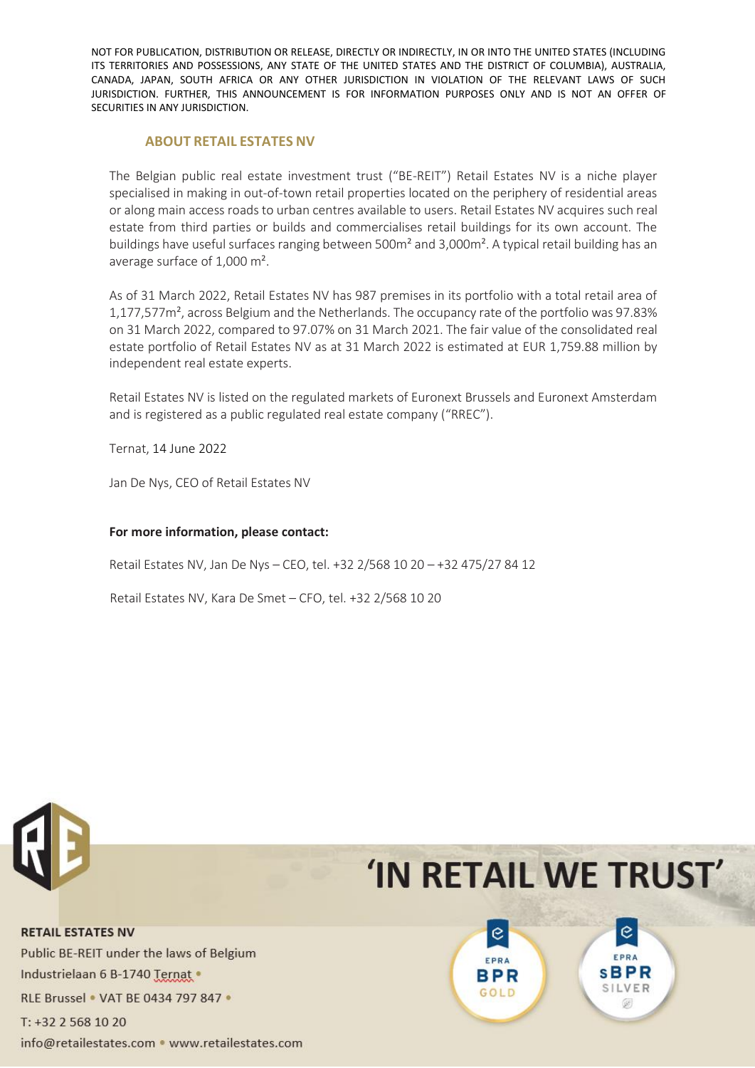NOT FOR PUBLICATION, DISTRIBUTION OR RELEASE, DIRECTLY OR INDIRECTLY, IN OR INTO THE UNITED STATES (INCLUDING ITS TERRITORIES AND POSSESSIONS, ANY STATE OF THE UNITED STATES AND THE DISTRICT OF COLUMBIA), AUSTRALIA, CANADA, JAPAN, SOUTH AFRICA OR ANY OTHER JURISDICTION IN VIOLATION OF THE RELEVANT LAWS OF SUCH JURISDICTION. FURTHER, THIS ANNOUNCEMENT IS FOR INFORMATION PURPOSES ONLY AND IS NOT AN OFFER OF SECURITIES IN ANY JURISDICTION.

## ABOUT RETAIL ESTATES NV

The Belgian public real estate investment trust ("BE-REIT") Retail Estates NV is a niche player specialised in making in out-of-town retail properties located on the periphery of residential areas or along main access roads to urban centres available to users. Retail Estates NV acquires such real estate from third parties or builds and commercialises retail buildings for its own account. The buildings have useful surfaces ranging between 500m² and 3,000m². A typical retail building has an average surface of 1,000 m².

As of 31 March 2022, Retail Estates NV has 987 premises in its portfolio with a total retail area of 1,177,577m², across Belgium and the Netherlands. The occupancy rate of the portfolio was 97.83% on 31 March 2022, compared to 97.07% on 31 March 2021. The fair value of the consolidated real estate portfolio of Retail Estates NV as at 31 March 2022 is estimated at EUR 1,759.88 million by independent real estate experts.

Retail Estates NV is listed on the regulated markets of Euronext Brussels and Euronext Amsterdam and is registered as a public regulated real estate company ("RREC").

Ternat, 14 June 2022

Jan De Nys, CEO of Retail Estates NV

**For more information, please contact:**

Retail Estates NV, Jan De Nys – CEO, tel. +32 2/568 10 20 – +32 475/27 84 12

Retail Estates NV, Kara De Smet – CFO, tel. +32 2/568 10 20

'IN RETAIL WE TRUST'

**RETAIL ESTATES NV**
Public BE-REIT under the laws of Belgium
Industrielaan 6 B-1740 Ternat •
RLE Brussel • VAT BE 0434 797 847 •
T: +32 2 568 10 20
info@retailestates.com • www.retailestates.com

EPRA BPR GOLD

EPRA sBPR SILVER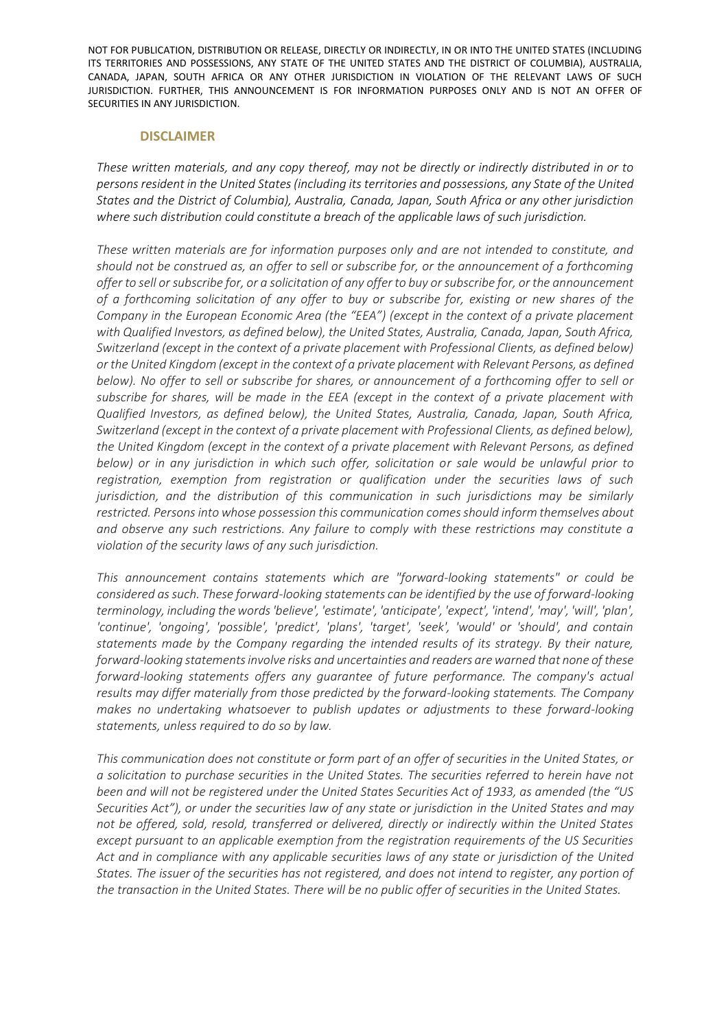NOT FOR PUBLICATION, DISTRIBUTION OR RELEASE, DIRECTLY OR INDIRECTLY, IN OR INTO THE UNITED STATES (INCLUDING ITS TERRITORIES AND POSSESSIONS, ANY STATE OF THE UNITED STATES AND THE DISTRICT OF COLUMBIA), AUSTRALIA, CANADA, JAPAN, SOUTH AFRICA OR ANY OTHER JURISDICTION IN VIOLATION OF THE RELEVANT LAWS OF SUCH JURISDICTION. FURTHER, THIS ANNOUNCEMENT IS FOR INFORMATION PURPOSES ONLY AND IS NOT AN OFFER OF SECURITIES IN ANY JURISDICTION.

## DISCLAIMER

*These written materials, and any copy thereof, may not be directly or indirectly distributed in or to persons resident in the United States (including its territories and possessions, any State of the United States and the District of Columbia), Australia, Canada, Japan, South Africa or any other jurisdiction where such distribution could constitute a breach of the applicable laws of such jurisdiction.*

*These written materials are for information purposes only and are not intended to constitute, and should not be construed as, an offer to sell or subscribe for, or the announcement of a forthcoming offer to sell or subscribe for, or a solicitation of any offer to buy or subscribe for, or the announcement of a forthcoming solicitation of any offer to buy or subscribe for, existing or new shares of the Company in the European Economic Area (the "EEA") (except in the context of a private placement with Qualified Investors, as defined below), the United States, Australia, Canada, Japan, South Africa, Switzerland (except in the context of a private placement with Professional Clients, as defined below) or the United Kingdom (except in the context of a private placement with Relevant Persons, as defined below). No offer to sell or subscribe for shares, or announcement of a forthcoming offer to sell or subscribe for shares, will be made in the EEA (except in the context of a private placement with Qualified Investors, as defined below), the United States, Australia, Canada, Japan, South Africa, Switzerland (except in the context of a private placement with Professional Clients, as defined below), the United Kingdom (except in the context of a private placement with Relevant Persons, as defined below) or in any jurisdiction in which such offer, solicitation or sale would be unlawful prior to registration, exemption from registration or qualification under the securities laws of such jurisdiction, and the distribution of this communication in such jurisdictions may be similarly restricted. Persons into whose possession this communication comes should inform themselves about and observe any such restrictions. Any failure to comply with these restrictions may constitute a violation of the security laws of any such jurisdiction.*

*This announcement contains statements which are "forward-looking statements" or could be considered as such. These forward-looking statements can be identified by the use of forward-looking terminology, including the words 'believe', 'estimate', 'anticipate', 'expect', 'intend', 'may', 'will', 'plan', 'continue', 'ongoing', 'possible', 'predict', 'plans', 'target', 'seek', 'would' or 'should', and contain statements made by the Company regarding the intended results of its strategy. By their nature, forward-looking statements involve risks and uncertainties and readers are warned that none of these forward-looking statements offers any guarantee of future performance. The company's actual results may differ materially from those predicted by the forward-looking statements. The Company makes no undertaking whatsoever to publish updates or adjustments to these forward-looking statements, unless required to do so by law.*

*This communication does not constitute or form part of an offer of securities in the United States, or a solicitation to purchase securities in the United States. The securities referred to herein have not been and will not be registered under the United States Securities Act of 1933, as amended (the "US Securities Act"), or under the securities law of any state or jurisdiction in the United States and may not be offered, sold, resold, transferred or delivered, directly or indirectly within the United States except pursuant to an applicable exemption from the registration requirements of the US Securities Act and in compliance with any applicable securities laws of any state or jurisdiction of the United States. The issuer of the securities has not registered, and does not intend to register, any portion of the transaction in the United States. There will be no public offer of securities in the United States.*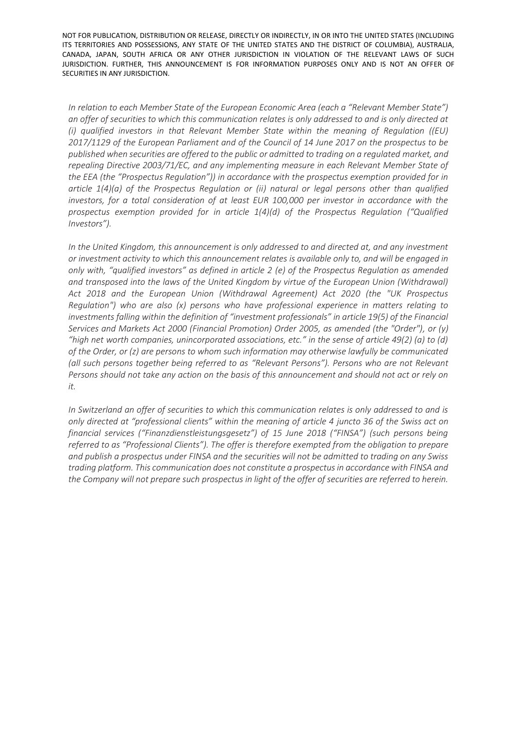*In relation to each Member State of the European Economic Area (each a "Relevant Member State") an offer of securities to which this communication relates is only addressed to and is only directed at (i) qualified investors in that Relevant Member State within the meaning of Regulation ((EU) 2017/1129 of the European Parliament and of the Council of 14 June 2017 on the prospectus to be published when securities are offered to the public or admitted to trading on a regulated market, and repealing Directive 2003/71/EC, and any implementing measure in each Relevant Member State of the EEA (the "Prospectus Regulation")) in accordance with the prospectus exemption provided for in article 1(4)(a) of the Prospectus Regulation or (ii) natural or legal persons other than qualified investors, for a total consideration of at least EUR 100,000 per investor in accordance with the prospectus exemption provided for in article 1(4)(d) of the Prospectus Regulation ("Qualified Investors").*

*In the United Kingdom, this announcement is only addressed to and directed at, and any investment or investment activity to which this announcement relates is available only to, and will be engaged in only with, "qualified investors" as defined in article 2 (e) of the Prospectus Regulation as amended and transposed into the laws of the United Kingdom by virtue of the European Union (Withdrawal) Act 2018 and the European Union (Withdrawal Agreement) Act 2020 (the "UK Prospectus Regulation") who are also (x) persons who have professional experience in matters relating to investments falling within the definition of "investment professionals" in article 19(5) of the Financial Services and Markets Act 2000 (Financial Promotion) Order 2005, as amended (the "Order"), or (y) "high net worth companies, unincorporated associations, etc." in the sense of article 49(2) (a) to (d) of the Order, or (z) are persons to whom such information may otherwise lawfully be communicated (all such persons together being referred to as "Relevant Persons"). Persons who are not Relevant Persons should not take any action on the basis of this announcement and should not act or rely on it.*

*In Switzerland an offer of securities to which this communication relates is only addressed to and is only directed at "professional clients" within the meaning of article 4 juncto 36 of the Swiss act on financial services ("Finanzdienstleistungsgesetz") of 15 June 2018 ("FINSA") (such persons being referred to as "Professional Clients"). The offer is therefore exempted from the obligation to prepare and publish a prospectus under FINSA and the securities will not be admitted to trading on any Swiss trading platform. This communication does not constitute a prospectus in accordance with FINSA and the Company will not prepare such prospectus in light of the offer of securities are referred to herein.*